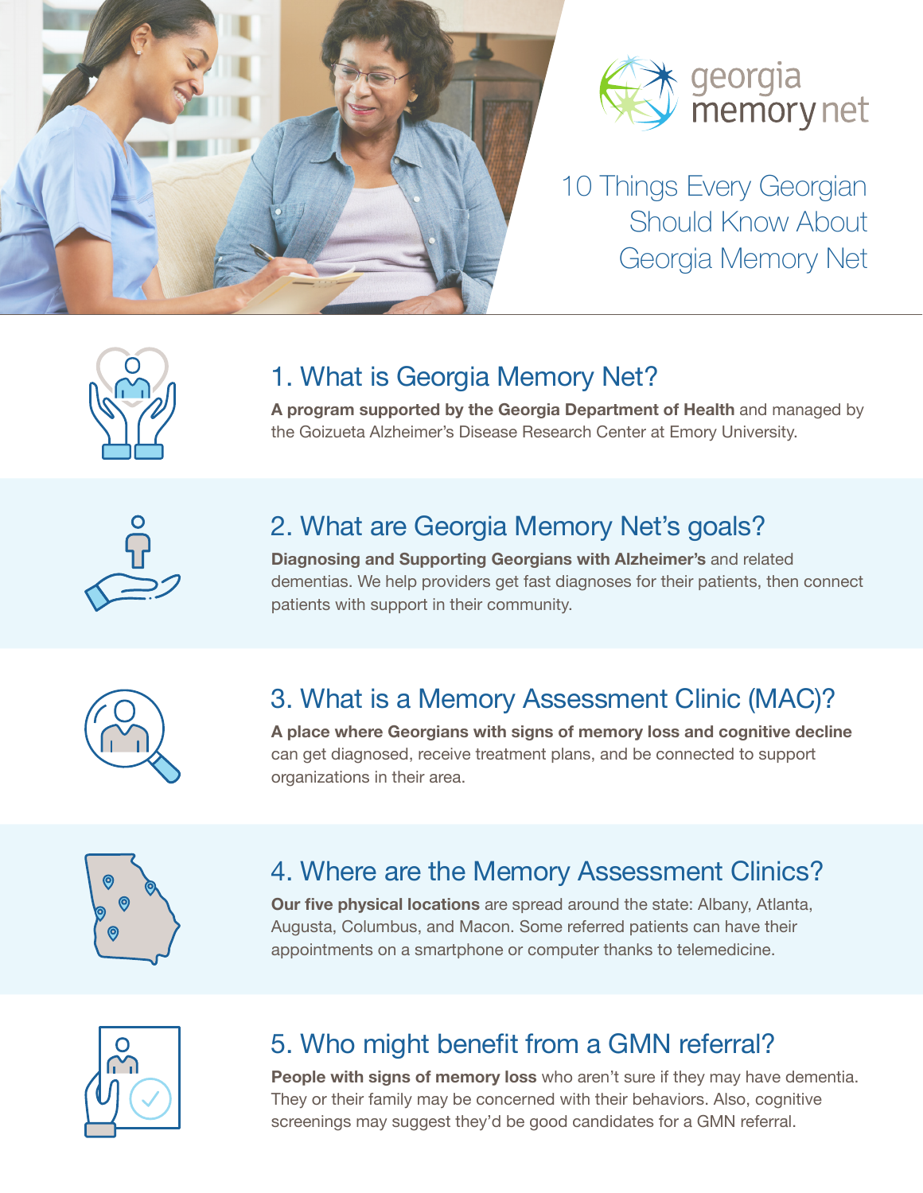georgia memory net

# 10 Things Every Georgian Should Know About Georgia Memory Net

## 1. What is Georgia Memory Net?

**A program supported by the Georgia Department of Health** and managed by the Goizueta Alzheimer's Disease Research Center at Emory University.

## 2. What are Georgia Memory Net's goals?

**Diagnosing and Supporting Georgians with Alzheimer's** and related dementias. We help providers get fast diagnoses for their patients, then connect patients with support in their community.

## 3. What is a Memory Assessment Clinic (MAC)?

**A place where Georgians with signs of memory loss and cognitive decline** can get diagnosed, receive treatment plans, and be connected to support organizations in their area.

## 4. Where are the Memory Assessment Clinics?

**Our five physical locations** are spread around the state: Albany, Atlanta, Augusta, Columbus, and Macon. Some referred patients can have their appointments on a smartphone or computer thanks to telemedicine.

## 5. Who might benefit from a GMN referral?

**People with signs of memory loss** who aren't sure if they may have dementia. They or their family may be concerned with their behaviors. Also, cognitive screenings may suggest they'd be good candidates for a GMN referral.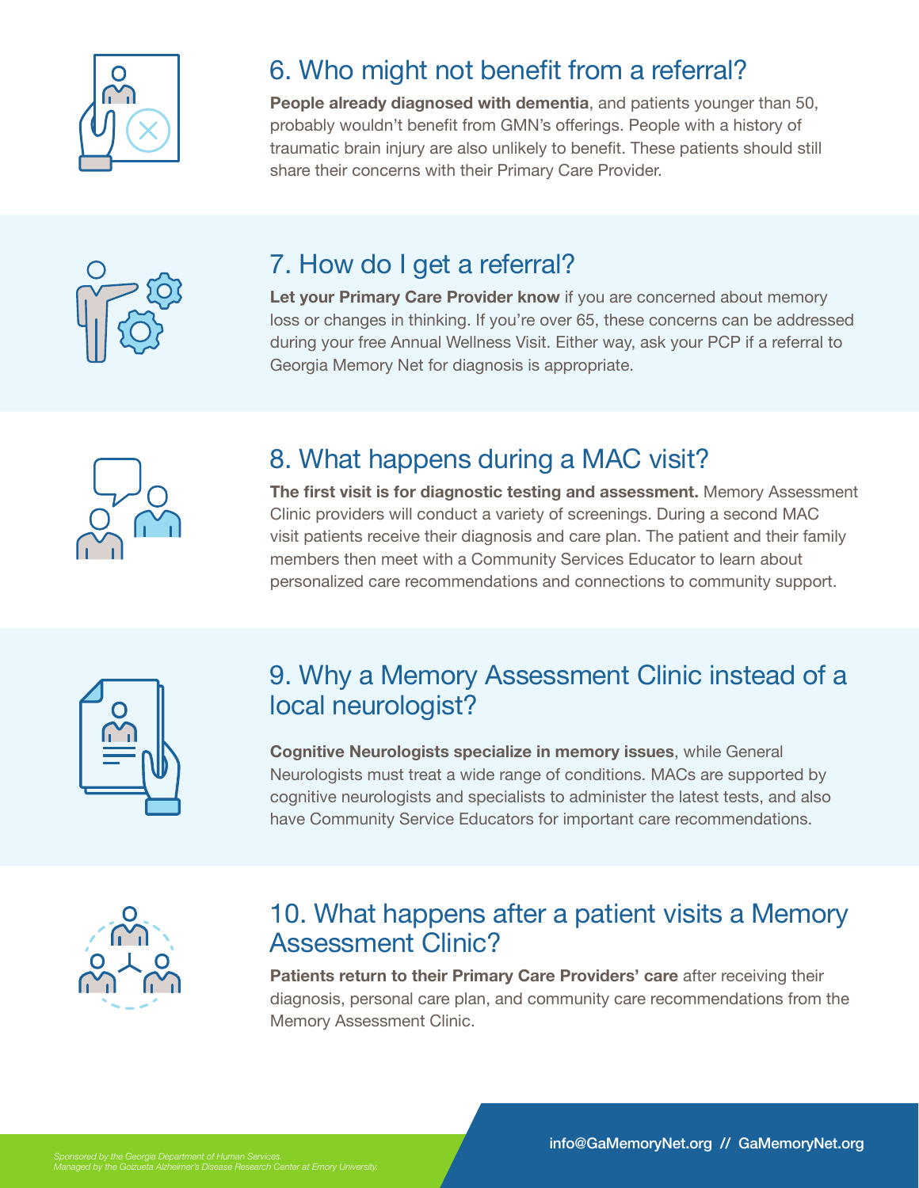## 6. Who might not benefit from a referral?

**People already diagnosed with dementia**, and patients younger than 50, probably wouldn't benefit from GMN's offerings. People with a history of traumatic brain injury are also unlikely to benefit. These patients should still share their concerns with their Primary Care Provider.

## 7. How do I get a referral?

**Let your Primary Care Provider know** if you are concerned about memory loss or changes in thinking. If you're over 65, these concerns can be addressed during your free Annual Wellness Visit. Either way, ask your PCP if a referral to Georgia Memory Net for diagnosis is appropriate.

## 8. What happens during a MAC visit?

**The first visit is for diagnostic testing and assessment.** Memory Assessment Clinic providers will conduct a variety of screenings. During a second MAC visit patients receive their diagnosis and care plan. The patient and their family members then meet with a Community Services Educator to learn about personalized care recommendations and connections to community support.

## 9. Why a Memory Assessment Clinic instead of a local neurologist?

**Cognitive Neurologists specialize in memory issues**, while General Neurologists must treat a wide range of conditions. MACs are supported by cognitive neurologists and specialists to administer the latest tests, and also have Community Service Educators for important care recommendations.

## 10. What happens after a patient visits a Memory Assessment Clinic?

**Patients return to their Primary Care Providers' care** after receiving their diagnosis, personal care plan, and community care recommendations from the Memory Assessment Clinic.

*Sponsored by the Georgia Department of Human Services.*
*Managed by the Goizueta Alzheimer's Disease Research Center at Emory University.*

info@GaMemoryNet.org // GaMemoryNet.org